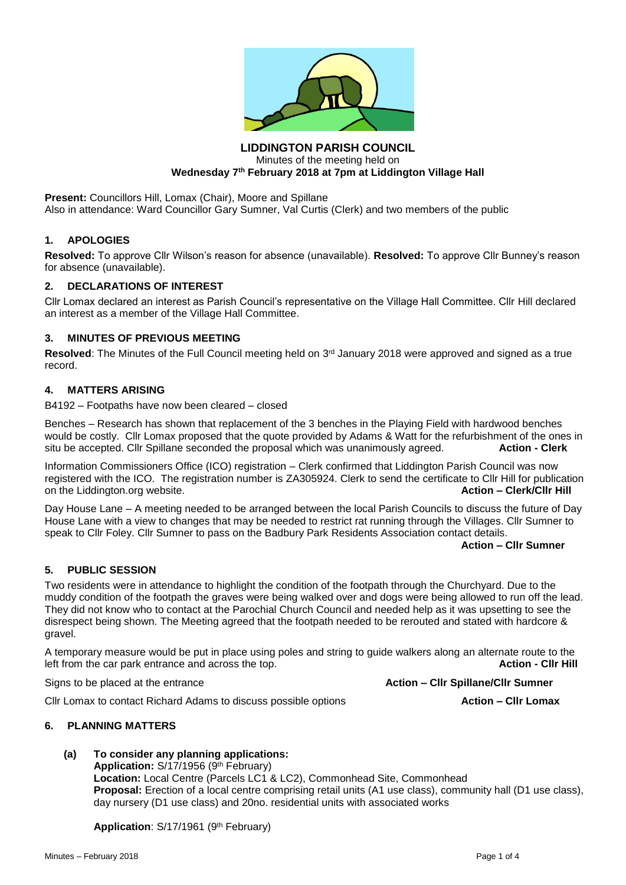# LIDDINGTON PARISH COUNCIL

Minutes of the meeting held on
**Wednesday 7th February 2018 at 7pm at Liddington Village Hall**

**Present:** Councillors Hill, Lomax (Chair), Moore and Spillane
Also in attendance: Ward Councillor Gary Sumner, Val Curtis (Clerk) and two members of the public

## 1. APOLOGIES

**Resolved:** To approve Cllr Wilson's reason for absence (unavailable). **Resolved:** To approve Cllr Bunney's reason for absence (unavailable).

## 2. DECLARATIONS OF INTEREST

Cllr Lomax declared an interest as Parish Council's representative on the Village Hall Committee. Cllr Hill declared an interest as a member of the Village Hall Committee.

## 3. MINUTES OF PREVIOUS MEETING

**Resolved**: The Minutes of the Full Council meeting held on 3rd January 2018 were approved and signed as a true record.

## 4. MATTERS ARISING

B4192 – Footpaths have now been cleared – closed

Benches – Research has shown that replacement of the 3 benches in the Playing Field with hardwood benches would be costly. Cllr Lomax proposed that the quote provided by Adams & Watt for the refurbishment of the ones in situ be accepted. Cllr Spillane seconded the proposal which was unanimously agreed. **Action - Clerk**

Information Commissioners Office (ICO) registration – Clerk confirmed that Liddington Parish Council was now registered with the ICO. The registration number is ZA305924. Clerk to send the certificate to Cllr Hill for publication on the Liddington.org website. **Action – Clerk/Cllr Hill**

Day House Lane – A meeting needed to be arranged between the local Parish Councils to discuss the future of Day House Lane with a view to changes that may be needed to restrict rat running through the Villages. Cllr Sumner to speak to Cllr Foley. Cllr Sumner to pass on the Badbury Park Residents Association contact details.

**Action – Cllr Sumner**

## 5. PUBLIC SESSION

Two residents were in attendance to highlight the condition of the footpath through the Churchyard. Due to the muddy condition of the footpath the graves were being walked over and dogs were being allowed to run off the lead. They did not know who to contact at the Parochial Church Council and needed help as it was upsetting to see the disrespect being shown. The Meeting agreed that the footpath needed to be rerouted and stated with hardcore & gravel.

A temporary measure would be put in place using poles and string to guide walkers along an alternate route to the left from the car park entrance and across the top. **Action - Cllr Hill**

Signs to be placed at the entrance **Action – Cllr Spillane/Cllr Sumner**

Cllr Lomax to contact Richard Adams to discuss possible options **Action – Cllr Lomax**

## 6. PLANNING MATTERS

**(a) To consider any planning applications:**

**Application:** S/17/1956 (9th February)
**Location:** Local Centre (Parcels LC1 & LC2), Commonhead Site, Commonhead
**Proposal:** Erection of a local centre comprising retail units (A1 use class), community hall (D1 use class), day nursery (D1 use class) and 20no. residential units with associated works

**Application**: S/17/1961 (9th February)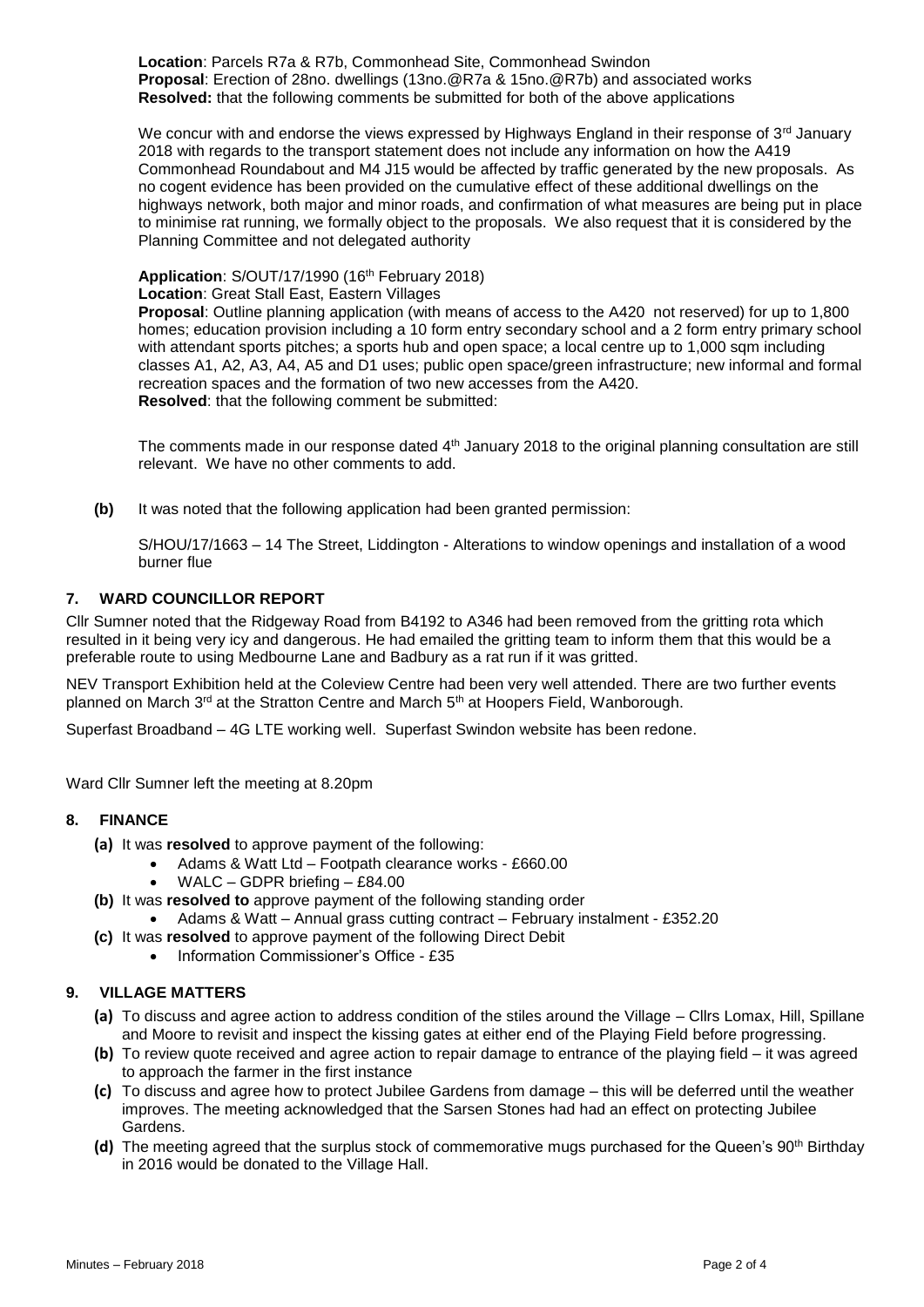**Location**: Parcels R7a & R7b, Commonhead Site, Commonhead Swindon
**Proposal**: Erection of 28no. dwellings (13no.@R7a & 15no.@R7b) and associated works
**Resolved:** that the following comments be submitted for both of the above applications

We concur with and endorse the views expressed by Highways England in their response of 3rd January 2018 with regards to the transport statement does not include any information on how the A419 Commonhead Roundabout and M4 J15 would be affected by traffic generated by the new proposals. As no cogent evidence has been provided on the cumulative effect of these additional dwellings on the highways network, both major and minor roads, and confirmation of what measures are being put in place to minimise rat running, we formally object to the proposals. We also request that it is considered by the Planning Committee and not delegated authority

**Application**: S/OUT/17/1990 (16th February 2018)
**Location**: Great Stall East, Eastern Villages
**Proposal**: Outline planning application (with means of access to the A420 not reserved) for up to 1,800 homes; education provision including a 10 form entry secondary school and a 2 form entry primary school with attendant sports pitches; a sports hub and open space; a local centre up to 1,000 sqm including classes A1, A2, A3, A4, A5 and D1 uses; public open space/green infrastructure; new informal and formal recreation spaces and the formation of two new accesses from the A420.
**Resolved**: that the following comment be submitted:

The comments made in our response dated 4th January 2018 to the original planning consultation are still relevant. We have no other comments to add.

**(b)** It was noted that the following application had been granted permission:

S/HOU/17/1663 – 14 The Street, Liddington - Alterations to window openings and installation of a wood burner flue

## 7. WARD COUNCILLOR REPORT

Cllr Sumner noted that the Ridgeway Road from B4192 to A346 had been removed from the gritting rota which resulted in it being very icy and dangerous. He had emailed the gritting team to inform them that this would be a preferable route to using Medbourne Lane and Badbury as a rat run if it was gritted.

NEV Transport Exhibition held at the Coleview Centre had been very well attended. There are two further events planned on March 3rd at the Stratton Centre and March 5th at Hoopers Field, Wanborough.

Superfast Broadband – 4G LTE working well. Superfast Swindon website has been redone.

Ward Cllr Sumner left the meeting at 8.20pm

## 8. FINANCE

**(a)** It was **resolved** to approve payment of the following:
- Adams & Watt Ltd – Footpath clearance works - £660.00
- WALC – GDPR briefing – £84.00

**(b)** It was **resolved to** approve payment of the following standing order
- Adams & Watt – Annual grass cutting contract – February instalment - £352.20

**(c)** It was **resolved** to approve payment of the following Direct Debit
- Information Commissioner's Office - £35

## 9. VILLAGE MATTERS

**(a)** To discuss and agree action to address condition of the stiles around the Village – Cllrs Lomax, Hill, Spillane and Moore to revisit and inspect the kissing gates at either end of the Playing Field before progressing.

**(b)** To review quote received and agree action to repair damage to entrance of the playing field – it was agreed to approach the farmer in the first instance

**(c)** To discuss and agree how to protect Jubilee Gardens from damage – this will be deferred until the weather improves. The meeting acknowledged that the Sarsen Stones had had an effect on protecting Jubilee Gardens.

**(d)** The meeting agreed that the surplus stock of commemorative mugs purchased for the Queen's 90th Birthday in 2016 would be donated to the Village Hall.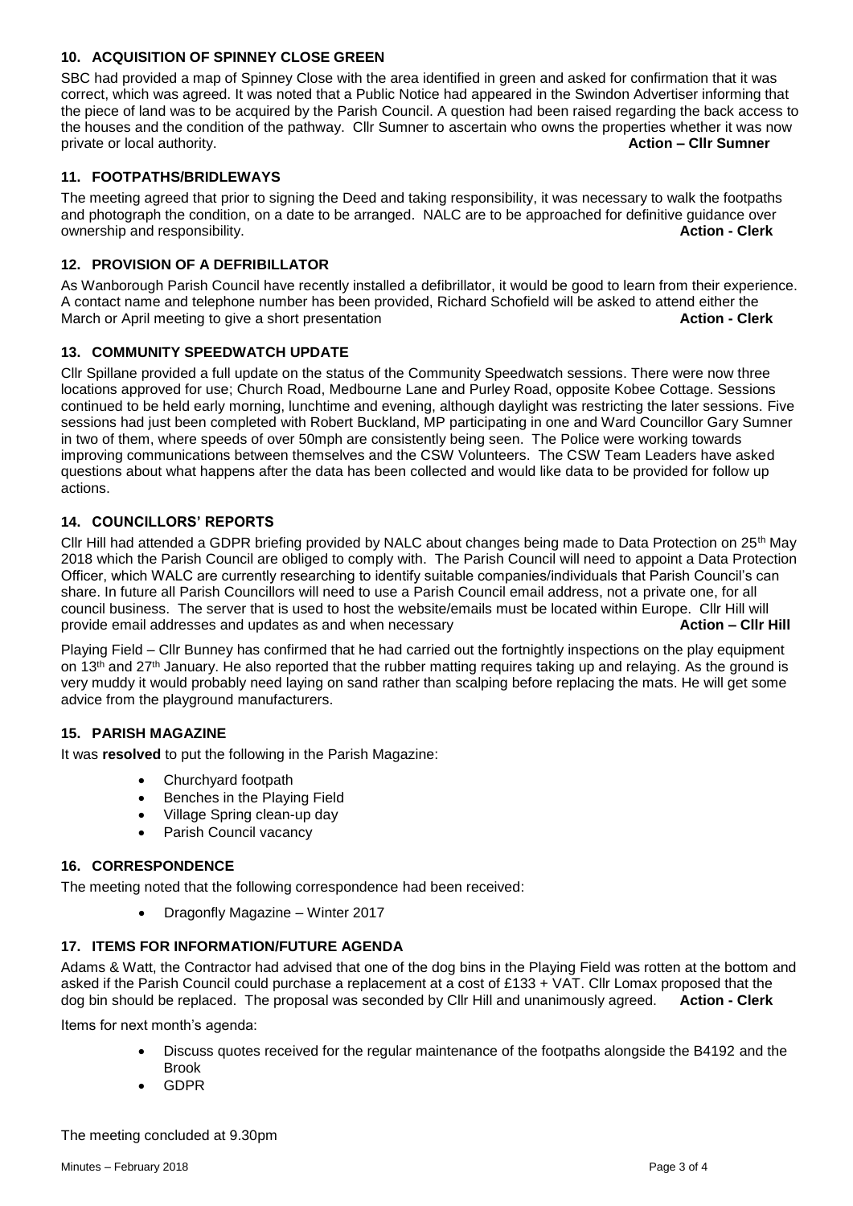## 10. ACQUISITION OF SPINNEY CLOSE GREEN

SBC had provided a map of Spinney Close with the area identified in green and asked for confirmation that it was correct, which was agreed. It was noted that a Public Notice had appeared in the Swindon Advertiser informing that the piece of land was to be acquired by the Parish Council. A question had been raised regarding the back access to the houses and the condition of the pathway. Cllr Sumner to ascertain who owns the properties whether it was now private or local authority. **Action – Cllr Sumner**

## 11. FOOTPATHS/BRIDLEWAYS

The meeting agreed that prior to signing the Deed and taking responsibility, it was necessary to walk the footpaths and photograph the condition, on a date to be arranged. NALC are to be approached for definitive guidance over ownership and responsibility. **Action - Clerk**

## 12. PROVISION OF A DEFRIBILLATOR

As Wanborough Parish Council have recently installed a defibrillator, it would be good to learn from their experience. A contact name and telephone number has been provided, Richard Schofield will be asked to attend either the March or April meeting to give a short presentation **Action - Clerk**

## 13. COMMUNITY SPEEDWATCH UPDATE

Cllr Spillane provided a full update on the status of the Community Speedwatch sessions. There were now three locations approved for use; Church Road, Medbourne Lane and Purley Road, opposite Kobee Cottage. Sessions continued to be held early morning, lunchtime and evening, although daylight was restricting the later sessions. Five sessions had just been completed with Robert Buckland, MP participating in one and Ward Councillor Gary Sumner in two of them, where speeds of over 50mph are consistently being seen. The Police were working towards improving communications between themselves and the CSW Volunteers. The CSW Team Leaders have asked questions about what happens after the data has been collected and would like data to be provided for follow up actions.

## 14. COUNCILLORS' REPORTS

Cllr Hill had attended a GDPR briefing provided by NALC about changes being made to Data Protection on 25th May 2018 which the Parish Council are obliged to comply with. The Parish Council will need to appoint a Data Protection Officer, which WALC are currently researching to identify suitable companies/individuals that Parish Council's can share. In future all Parish Councillors will need to use a Parish Council email address, not a private one, for all council business. The server that is used to host the website/emails must be located within Europe. Cllr Hill will provide email addresses and updates as and when necessary **Action – Cllr Hill**

Playing Field – Cllr Bunney has confirmed that he had carried out the fortnightly inspections on the play equipment on 13th and 27th January. He also reported that the rubber matting requires taking up and relaying. As the ground is very muddy it would probably need laying on sand rather than scalping before replacing the mats. He will get some advice from the playground manufacturers.

## 15. PARISH MAGAZINE

It was **resolved** to put the following in the Parish Magazine:

- Churchyard footpath
- Benches in the Playing Field
- Village Spring clean-up day
- Parish Council vacancy

## 16. CORRESPONDENCE

The meeting noted that the following correspondence had been received:

- Dragonfly Magazine – Winter 2017

## 17. ITEMS FOR INFORMATION/FUTURE AGENDA

Adams & Watt, the Contractor had advised that one of the dog bins in the Playing Field was rotten at the bottom and asked if the Parish Council could purchase a replacement at a cost of £133 + VAT. Cllr Lomax proposed that the dog bin should be replaced. The proposal was seconded by Cllr Hill and unanimously agreed. **Action - Clerk**

Items for next month's agenda:

- Discuss quotes received for the regular maintenance of the footpaths alongside the B4192 and the Brook
- GDPR

The meeting concluded at 9.30pm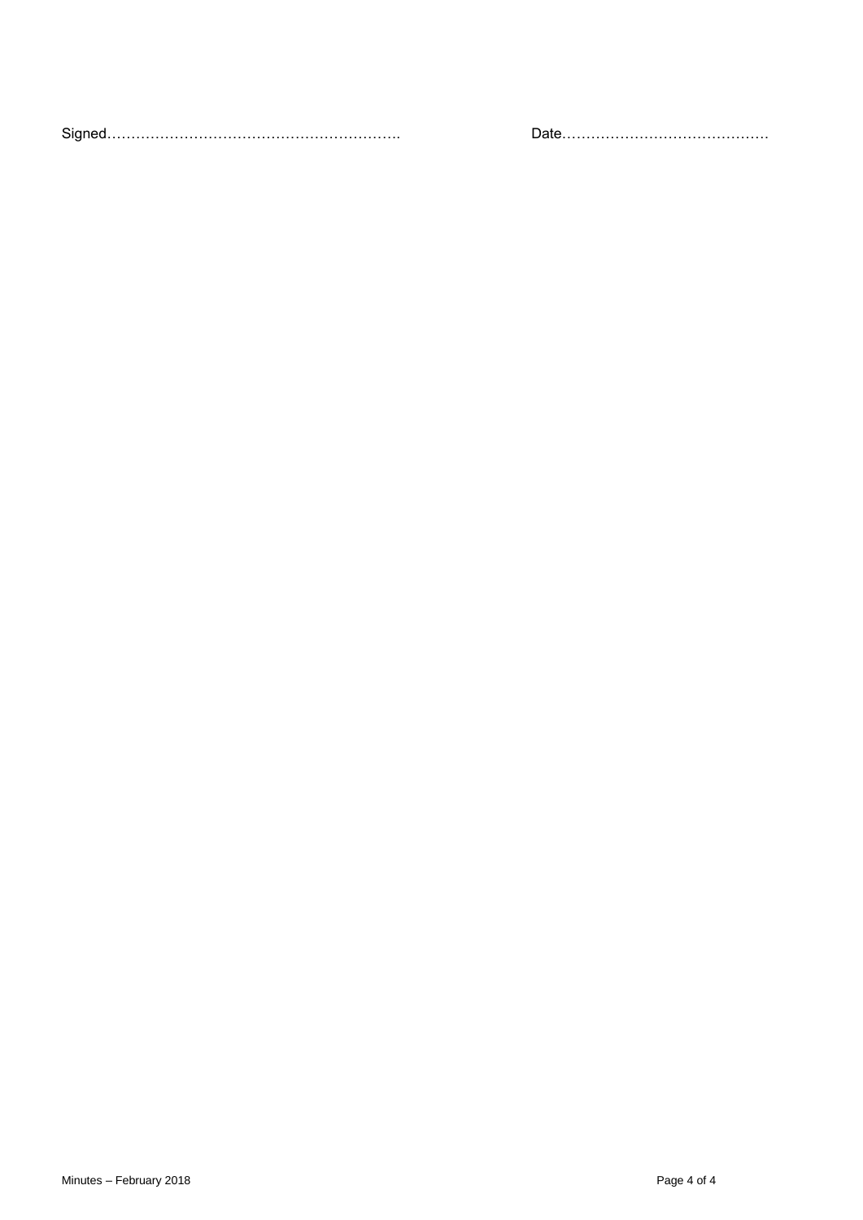Signed…………………………………………………….. Date……………………………………